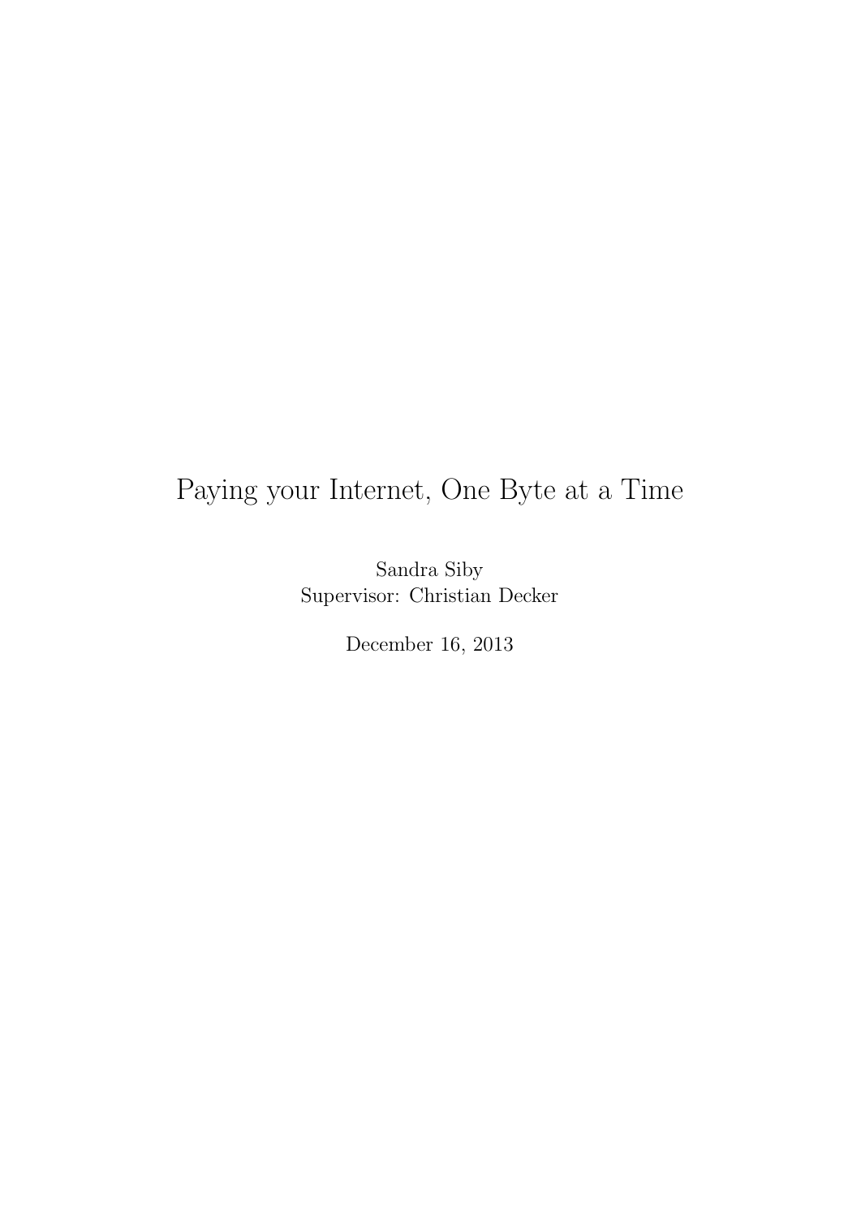# Paying your Internet, One Byte at a Time

Sandra Siby
Supervisor: Christian Decker

December 16, 2013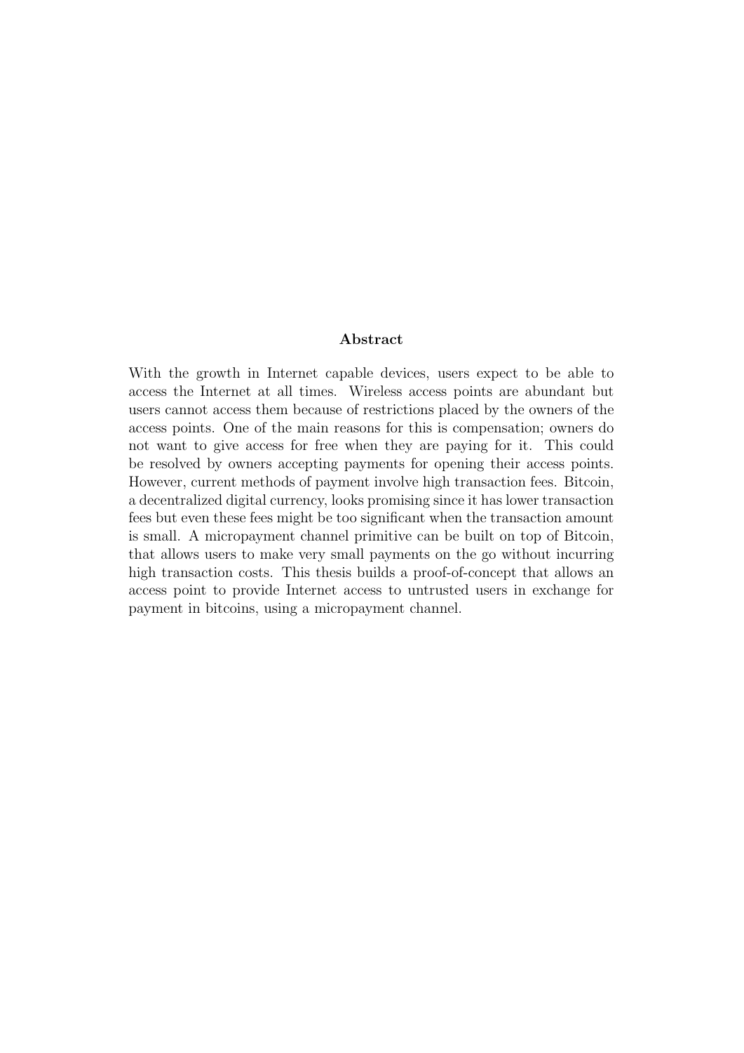## Abstract

With the growth in Internet capable devices, users expect to be able to access the Internet at all times. Wireless access points are abundant but users cannot access them because of restrictions placed by the owners of the access points. One of the main reasons for this is compensation; owners do not want to give access for free when they are paying for it. This could be resolved by owners accepting payments for opening their access points. However, current methods of payment involve high transaction fees. Bitcoin, a decentralized digital currency, looks promising since it has lower transaction fees but even these fees might be too significant when the transaction amount is small. A micropayment channel primitive can be built on top of Bitcoin, that allows users to make very small payments on the go without incurring high transaction costs. This thesis builds a proof-of-concept that allows an access point to provide Internet access to untrusted users in exchange for payment in bitcoins, using a micropayment channel.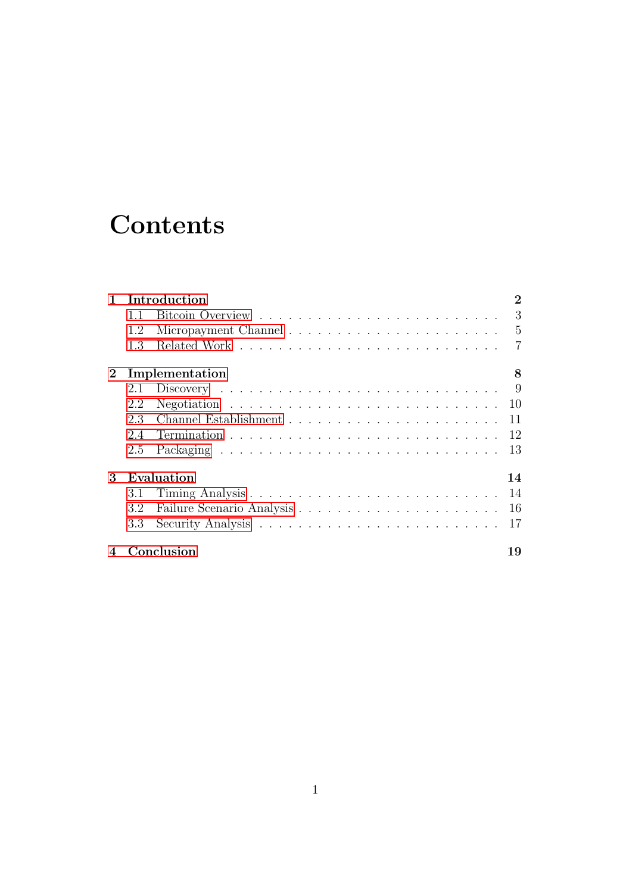# Contents

**1 Introduction** **2**

- 1.1 Bitcoin Overview . . . . . . . . . . . . . . . . . . . . . . . . . 3
- 1.2 Micropayment Channel . . . . . . . . . . . . . . . . . . . . . . 5
- 1.3 Related Work . . . . . . . . . . . . . . . . . . . . . . . . . . 7

**2 Implementation** **8**

- 2.1 Discovery . . . . . . . . . . . . . . . . . . . . . . . . . . . . 9
- 2.2 Negotiation . . . . . . . . . . . . . . . . . . . . . . . . . . . 10
- 2.3 Channel Establishment . . . . . . . . . . . . . . . . . . . . . . 11
- 2.4 Termination . . . . . . . . . . . . . . . . . . . . . . . . . . . 12
- 2.5 Packaging . . . . . . . . . . . . . . . . . . . . . . . . . . . . 13

**3 Evaluation** **14**

- 3.1 Timing Analysis . . . . . . . . . . . . . . . . . . . . . . . . . 14
- 3.2 Failure Scenario Analysis . . . . . . . . . . . . . . . . . . . . 16
- 3.3 Security Analysis . . . . . . . . . . . . . . . . . . . . . . . . 17

**4 Conclusion** **19**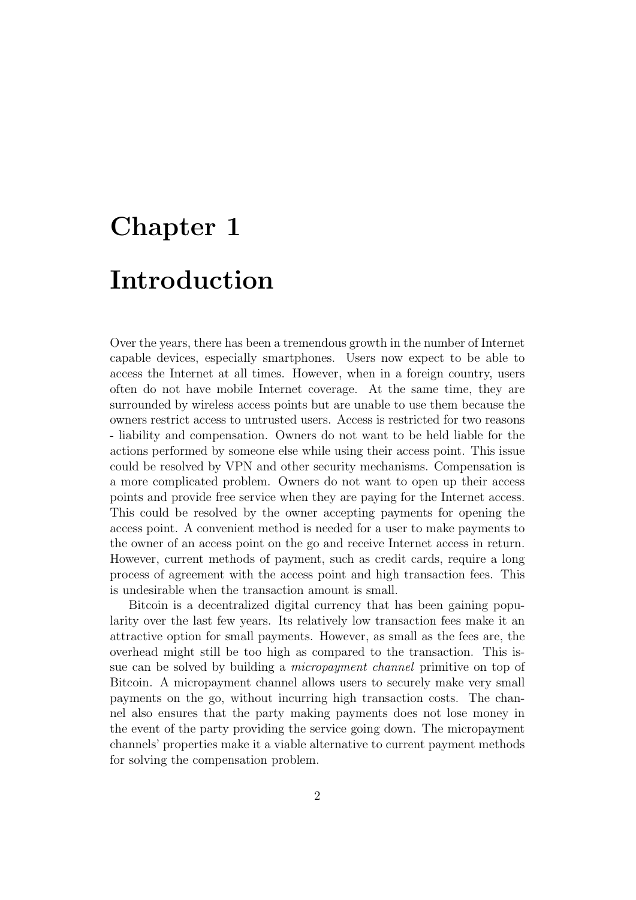# Chapter 1

# Introduction

Over the years, there has been a tremendous growth in the number of Internet capable devices, especially smartphones. Users now expect to be able to access the Internet at all times. However, when in a foreign country, users often do not have mobile Internet coverage. At the same time, they are surrounded by wireless access points but are unable to use them because the owners restrict access to untrusted users. Access is restricted for two reasons - liability and compensation. Owners do not want to be held liable for the actions performed by someone else while using their access point. This issue could be resolved by VPN and other security mechanisms. Compensation is a more complicated problem. Owners do not want to open up their access points and provide free service when they are paying for the Internet access. This could be resolved by the owner accepting payments for opening the access point. A convenient method is needed for a user to make payments to the owner of an access point on the go and receive Internet access in return. However, current methods of payment, such as credit cards, require a long process of agreement with the access point and high transaction fees. This is undesirable when the transaction amount is small.

Bitcoin is a decentralized digital currency that has been gaining popularity over the last few years. Its relatively low transaction fees make it an attractive option for small payments. However, as small as the fees are, the overhead might still be too high as compared to the transaction. This issue can be solved by building a *micropayment channel* primitive on top of Bitcoin. A micropayment channel allows users to securely make very small payments on the go, without incurring high transaction costs. The channel also ensures that the party making payments does not lose money in the event of the party providing the service going down. The micropayment channels' properties make it a viable alternative to current payment methods for solving the compensation problem.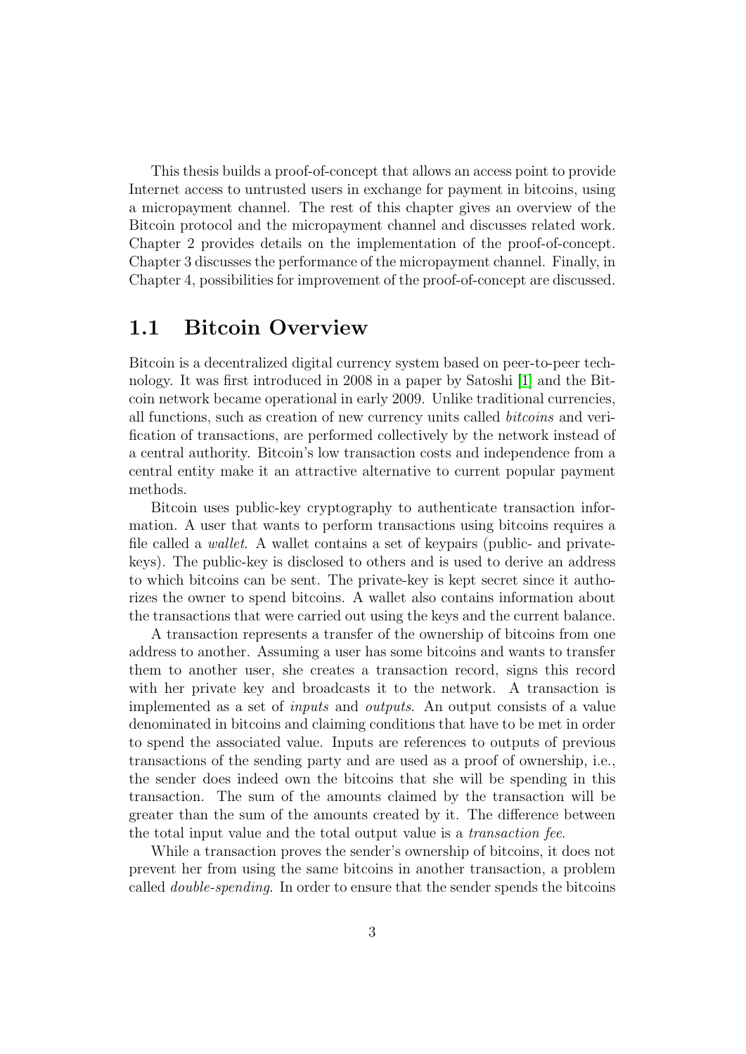This thesis builds a proof-of-concept that allows an access point to provide Internet access to untrusted users in exchange for payment in bitcoins, using a micropayment channel. The rest of this chapter gives an overview of the Bitcoin protocol and the micropayment channel and discusses related work. Chapter 2 provides details on the implementation of the proof-of-concept. Chapter 3 discusses the performance of the micropayment channel. Finally, in Chapter 4, possibilities for improvement of the proof-of-concept are discussed.

## 1.1 Bitcoin Overview

Bitcoin is a decentralized digital currency system based on peer-to-peer technology. It was first introduced in 2008 in a paper by Satoshi [1] and the Bitcoin network became operational in early 2009. Unlike traditional currencies, all functions, such as creation of new currency units called *bitcoins* and verification of transactions, are performed collectively by the network instead of a central authority. Bitcoin's low transaction costs and independence from a central entity make it an attractive alternative to current popular payment methods.

Bitcoin uses public-key cryptography to authenticate transaction information. A user that wants to perform transactions using bitcoins requires a file called a *wallet*. A wallet contains a set of keypairs (public- and private-keys). The public-key is disclosed to others and is used to derive an address to which bitcoins can be sent. The private-key is kept secret since it authorizes the owner to spend bitcoins. A wallet also contains information about the transactions that were carried out using the keys and the current balance.

A transaction represents a transfer of the ownership of bitcoins from one address to another. Assuming a user has some bitcoins and wants to transfer them to another user, she creates a transaction record, signs this record with her private key and broadcasts it to the network. A transaction is implemented as a set of *inputs* and *outputs*. An output consists of a value denominated in bitcoins and claiming conditions that have to be met in order to spend the associated value. Inputs are references to outputs of previous transactions of the sending party and are used as a proof of ownership, i.e., the sender does indeed own the bitcoins that she will be spending in this transaction. The sum of the amounts claimed by the transaction will be greater than the sum of the amounts created by it. The difference between the total input value and the total output value is a *transaction fee*.

While a transaction proves the sender's ownership of bitcoins, it does not prevent her from using the same bitcoins in another transaction, a problem called *double-spending*. In order to ensure that the sender spends the bitcoins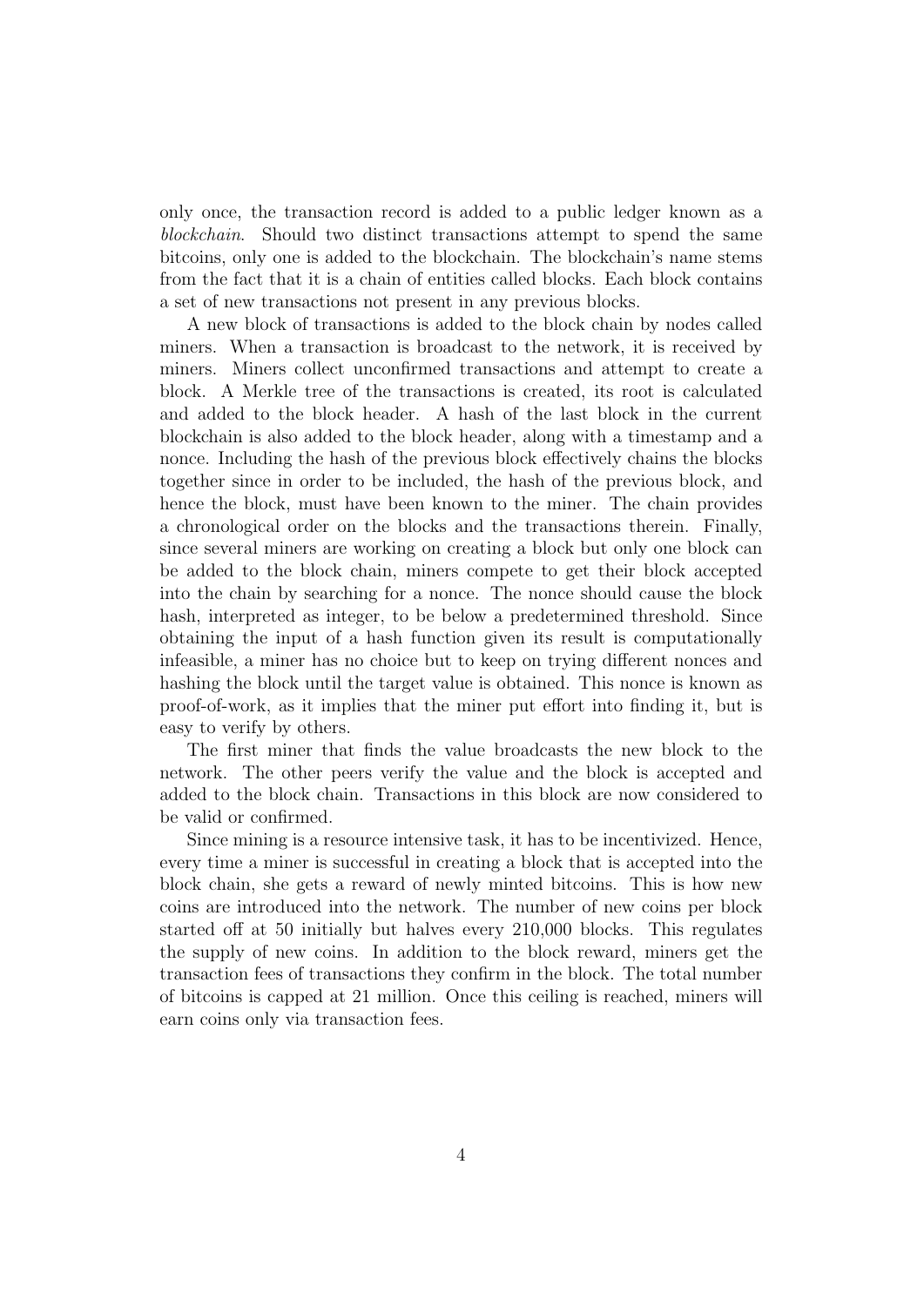only once, the transaction record is added to a public ledger known as a *blockchain*. Should two distinct transactions attempt to spend the same bitcoins, only one is added to the blockchain. The blockchain's name stems from the fact that it is a chain of entities called blocks. Each block contains a set of new transactions not present in any previous blocks.

A new block of transactions is added to the block chain by nodes called miners. When a transaction is broadcast to the network, it is received by miners. Miners collect unconfirmed transactions and attempt to create a block. A Merkle tree of the transactions is created, its root is calculated and added to the block header. A hash of the last block in the current blockchain is also added to the block header, along with a timestamp and a nonce. Including the hash of the previous block effectively chains the blocks together since in order to be included, the hash of the previous block, and hence the block, must have been known to the miner. The chain provides a chronological order on the blocks and the transactions therein. Finally, since several miners are working on creating a block but only one block can be added to the block chain, miners compete to get their block accepted into the chain by searching for a nonce. The nonce should cause the block hash, interpreted as integer, to be below a predetermined threshold. Since obtaining the input of a hash function given its result is computationally infeasible, a miner has no choice but to keep on trying different nonces and hashing the block until the target value is obtained. This nonce is known as proof-of-work, as it implies that the miner put effort into finding it, but is easy to verify by others.

The first miner that finds the value broadcasts the new block to the network. The other peers verify the value and the block is accepted and added to the block chain. Transactions in this block are now considered to be valid or confirmed.

Since mining is a resource intensive task, it has to be incentivized. Hence, every time a miner is successful in creating a block that is accepted into the block chain, she gets a reward of newly minted bitcoins. This is how new coins are introduced into the network. The number of new coins per block started off at 50 initially but halves every 210,000 blocks. This regulates the supply of new coins. In addition to the block reward, miners get the transaction fees of transactions they confirm in the block. The total number of bitcoins is capped at 21 million. Once this ceiling is reached, miners will earn coins only via transaction fees.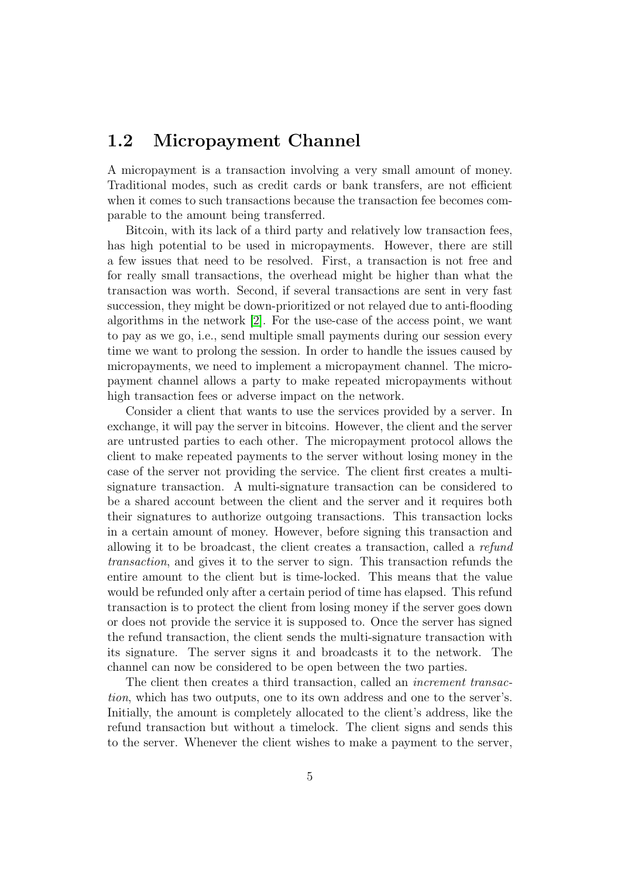## 1.2 Micropayment Channel

A micropayment is a transaction involving a very small amount of money. Traditional modes, such as credit cards or bank transfers, are not efficient when it comes to such transactions because the transaction fee becomes comparable to the amount being transferred.

Bitcoin, with its lack of a third party and relatively low transaction fees, has high potential to be used in micropayments. However, there are still a few issues that need to be resolved. First, a transaction is not free and for really small transactions, the overhead might be higher than what the transaction was worth. Second, if several transactions are sent in very fast succession, they might be down-prioritized or not relayed due to anti-flooding algorithms in the network [2]. For the use-case of the access point, we want to pay as we go, i.e., send multiple small payments during our session every time we want to prolong the session. In order to handle the issues caused by micropayments, we need to implement a micropayment channel. The micropayment channel allows a party to make repeated micropayments without high transaction fees or adverse impact on the network.

Consider a client that wants to use the services provided by a server. In exchange, it will pay the server in bitcoins. However, the client and the server are untrusted parties to each other. The micropayment protocol allows the client to make repeated payments to the server without losing money in the case of the server not providing the service. The client first creates a multi-signature transaction. A multi-signature transaction can be considered to be a shared account between the client and the server and it requires both their signatures to authorize outgoing transactions. This transaction locks in a certain amount of money. However, before signing this transaction and allowing it to be broadcast, the client creates a transaction, called a *refund transaction*, and gives it to the server to sign. This transaction refunds the entire amount to the client but is time-locked. This means that the value would be refunded only after a certain period of time has elapsed. This refund transaction is to protect the client from losing money if the server goes down or does not provide the service it is supposed to. Once the server has signed the refund transaction, the client sends the multi-signature transaction with its signature. The server signs it and broadcasts it to the network. The channel can now be considered to be open between the two parties.

The client then creates a third transaction, called an *increment transaction*, which has two outputs, one to its own address and one to the server's. Initially, the amount is completely allocated to the client's address, like the refund transaction but without a timelock. The client signs and sends this to the server. Whenever the client wishes to make a payment to the server,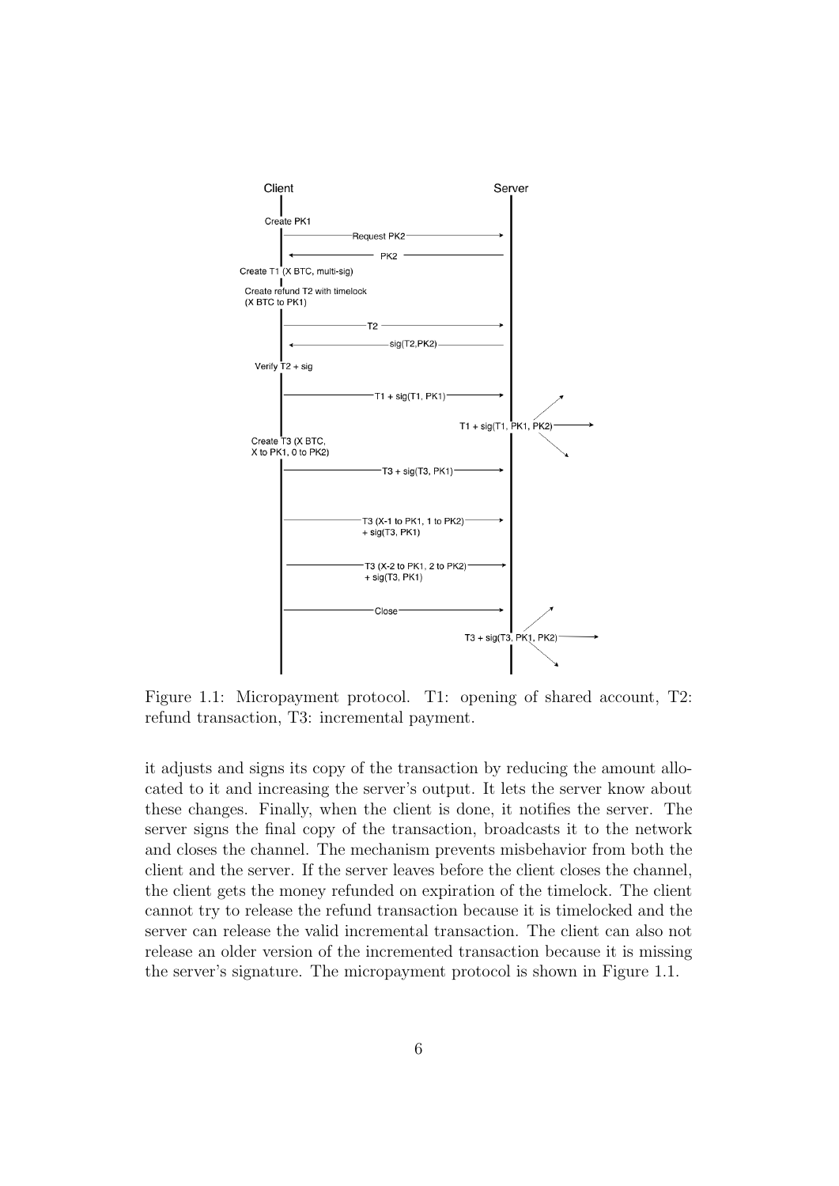Figure 1.1: Micropayment protocol. T1: opening of shared account, T2: refund transaction, T3: incremental payment.

it adjusts and signs its copy of the transaction by reducing the amount allocated to it and increasing the server's output. It lets the server know about these changes. Finally, when the client is done, it notifies the server. The server signs the final copy of the transaction, broadcasts it to the network and closes the channel. The mechanism prevents misbehavior from both the client and the server. If the server leaves before the client closes the channel, the client gets the money refunded on expiration of the timelock. The client cannot try to release the refund transaction because it is timelocked and the server can release the valid incremental transaction. The client can also not release an older version of the incremented transaction because it is missing the server's signature. The micropayment protocol is shown in Figure 1.1.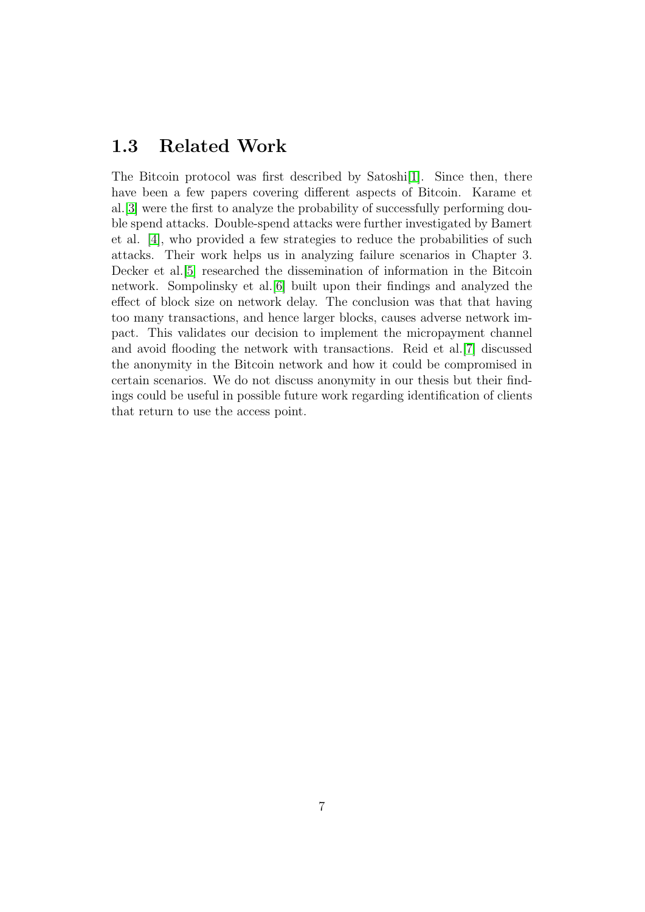## 1.3 Related Work

The Bitcoin protocol was first described by Satoshi[1]. Since then, there have been a few papers covering different aspects of Bitcoin. Karame et al.[3] were the first to analyze the probability of successfully performing double spend attacks. Double-spend attacks were further investigated by Bamert et al. [4], who provided a few strategies to reduce the probabilities of such attacks. Their work helps us in analyzing failure scenarios in Chapter 3. Decker et al.[5] researched the dissemination of information in the Bitcoin network. Sompolinsky et al.[6] built upon their findings and analyzed the effect of block size on network delay. The conclusion was that that having too many transactions, and hence larger blocks, causes adverse network impact. This validates our decision to implement the micropayment channel and avoid flooding the network with transactions. Reid et al.[7] discussed the anonymity in the Bitcoin network and how it could be compromised in certain scenarios. We do not discuss anonymity in our thesis but their findings could be useful in possible future work regarding identification of clients that return to use the access point.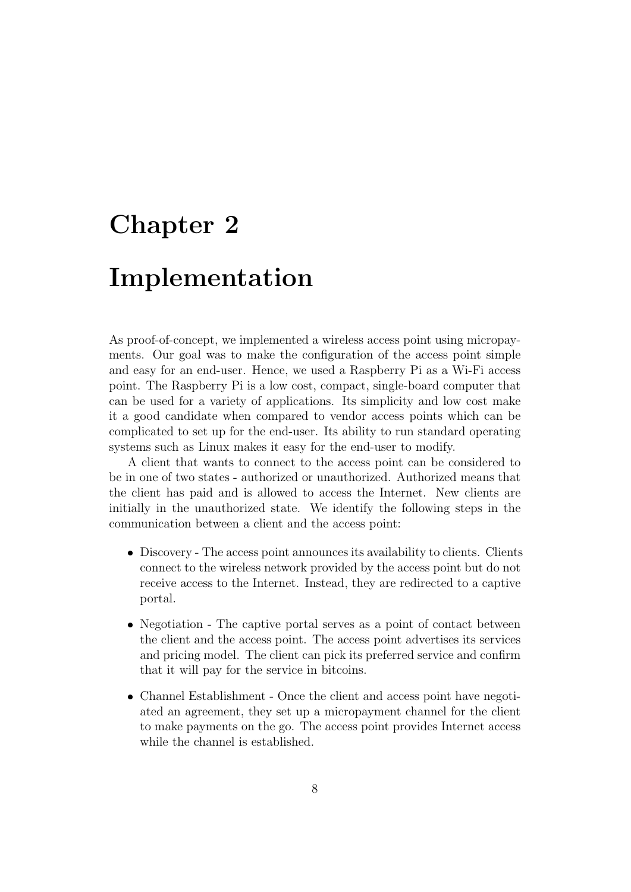# Chapter 2

# Implementation

As proof-of-concept, we implemented a wireless access point using micropayments. Our goal was to make the configuration of the access point simple and easy for an end-user. Hence, we used a Raspberry Pi as a Wi-Fi access point. The Raspberry Pi is a low cost, compact, single-board computer that can be used for a variety of applications. Its simplicity and low cost make it a good candidate when compared to vendor access points which can be complicated to set up for the end-user. Its ability to run standard operating systems such as Linux makes it easy for the end-user to modify.

A client that wants to connect to the access point can be considered to be in one of two states - authorized or unauthorized. Authorized means that the client has paid and is allowed to access the Internet. New clients are initially in the unauthorized state. We identify the following steps in the communication between a client and the access point:

- Discovery - The access point announces its availability to clients. Clients connect to the wireless network provided by the access point but do not receive access to the Internet. Instead, they are redirected to a captive portal.
- Negotiation - The captive portal serves as a point of contact between the client and the access point. The access point advertises its services and pricing model. The client can pick its preferred service and confirm that it will pay for the service in bitcoins.
- Channel Establishment - Once the client and access point have negotiated an agreement, they set up a micropayment channel for the client to make payments on the go. The access point provides Internet access while the channel is established.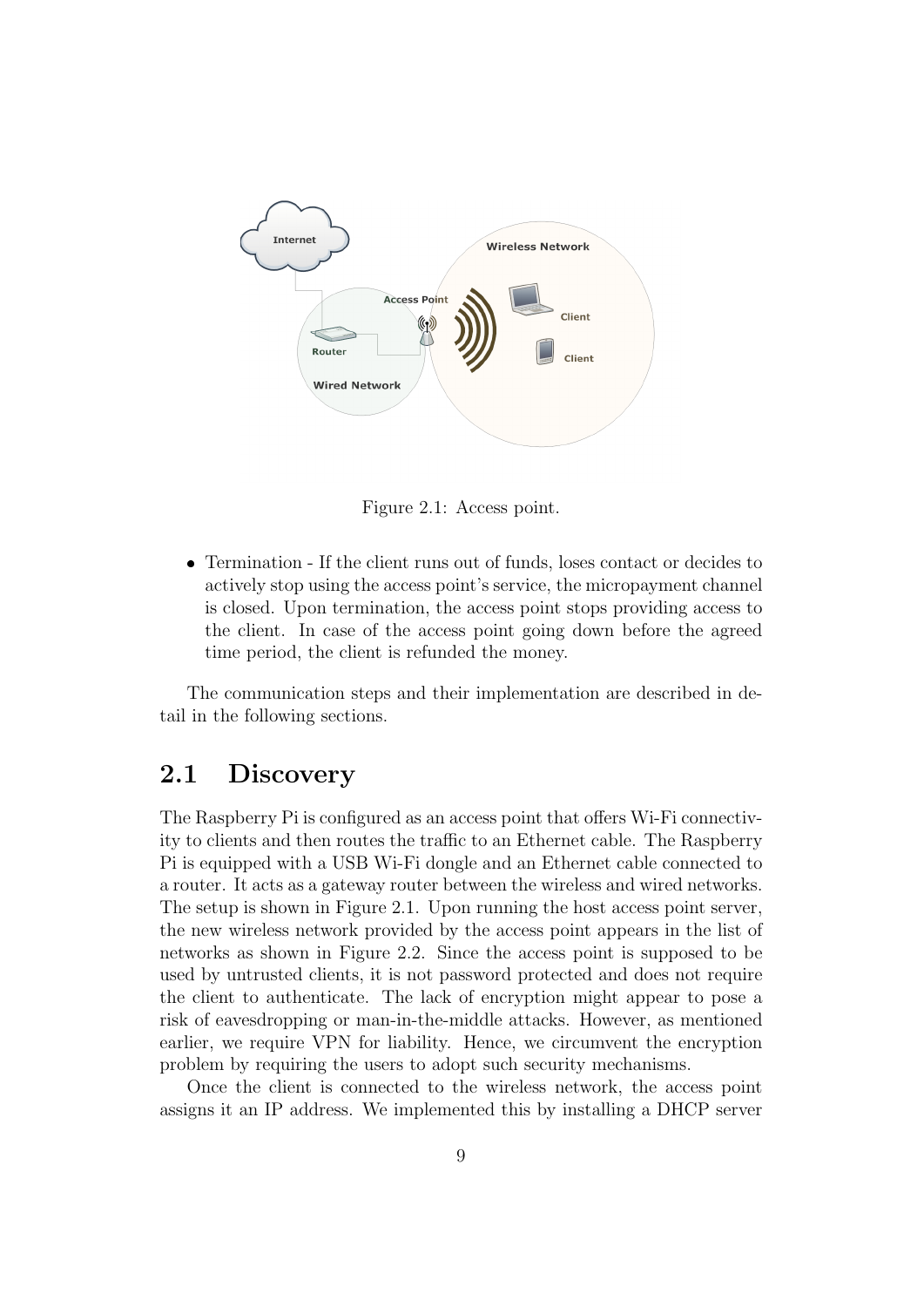Figure 2.1: Access point.

- Termination - If the client runs out of funds, loses contact or decides to actively stop using the access point's service, the micropayment channel is closed. Upon termination, the access point stops providing access to the client. In case of the access point going down before the agreed time period, the client is refunded the money.

The communication steps and their implementation are described in detail in the following sections.

## 2.1 Discovery

The Raspberry Pi is configured as an access point that offers Wi-Fi connectivity to clients and then routes the traffic to an Ethernet cable. The Raspberry Pi is equipped with a USB Wi-Fi dongle and an Ethernet cable connected to a router. It acts as a gateway router between the wireless and wired networks. The setup is shown in Figure 2.1. Upon running the host access point server, the new wireless network provided by the access point appears in the list of networks as shown in Figure 2.2. Since the access point is supposed to be used by untrusted clients, it is not password protected and does not require the client to authenticate. The lack of encryption might appear to pose a risk of eavesdropping or man-in-the-middle attacks. However, as mentioned earlier, we require VPN for liability. Hence, we circumvent the encryption problem by requiring the users to adopt such security mechanisms.

Once the client is connected to the wireless network, the access point assigns it an IP address. We implemented this by installing a DHCP server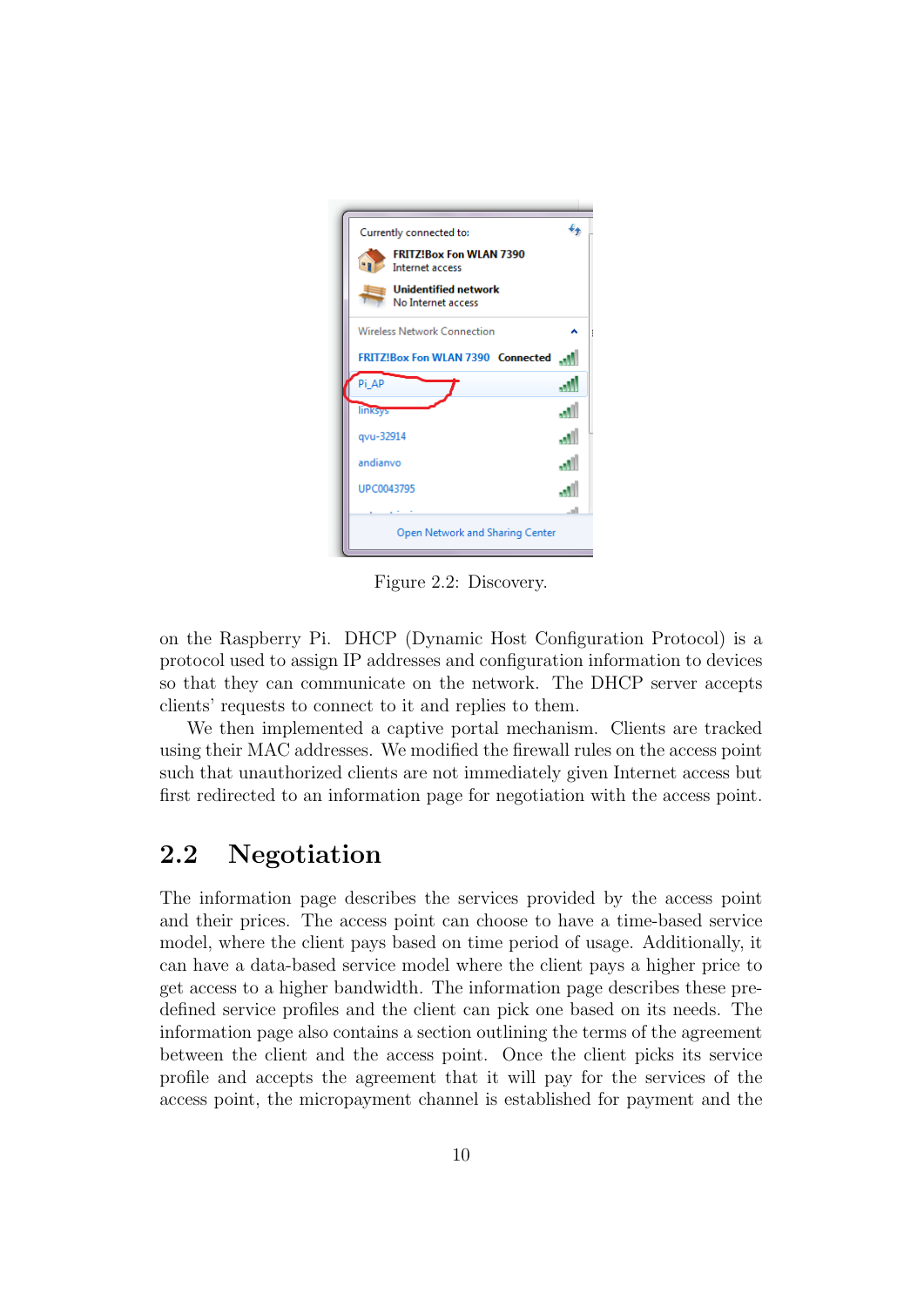Figure 2.2: Discovery.

on the Raspberry Pi. DHCP (Dynamic Host Configuration Protocol) is a protocol used to assign IP addresses and configuration information to devices so that they can communicate on the network. The DHCP server accepts clients' requests to connect to it and replies to them.

We then implemented a captive portal mechanism. Clients are tracked using their MAC addresses. We modified the firewall rules on the access point such that unauthorized clients are not immediately given Internet access but first redirected to an information page for negotiation with the access point.

## 2.2 Negotiation

The information page describes the services provided by the access point and their prices. The access point can choose to have a time-based service model, where the client pays based on time period of usage. Additionally, it can have a data-based service model where the client pays a higher price to get access to a higher bandwidth. The information page describes these pre-defined service profiles and the client can pick one based on its needs. The information page also contains a section outlining the terms of the agreement between the client and the access point. Once the client picks its service profile and accepts the agreement that it will pay for the services of the access point, the micropayment channel is established for payment and the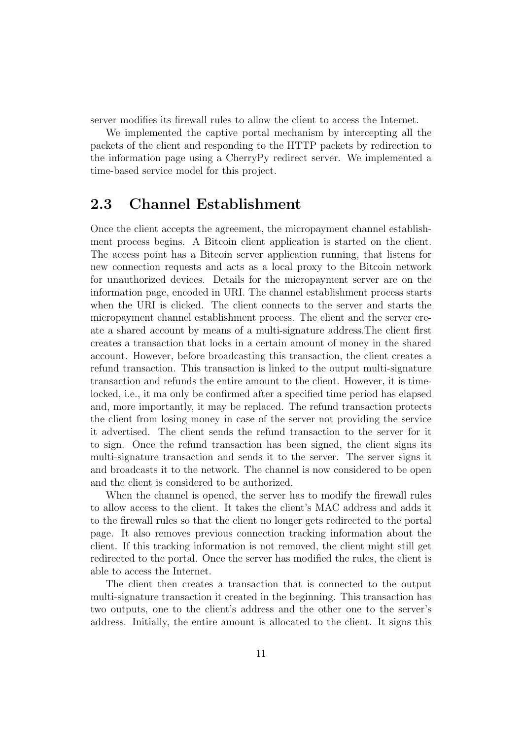server modifies its firewall rules to allow the client to access the Internet.

We implemented the captive portal mechanism by intercepting all the packets of the client and responding to the HTTP packets by redirection to the information page using a CherryPy redirect server. We implemented a time-based service model for this project.

## 2.3 Channel Establishment

Once the client accepts the agreement, the micropayment channel establishment process begins. A Bitcoin client application is started on the client. The access point has a Bitcoin server application running, that listens for new connection requests and acts as a local proxy to the Bitcoin network for unauthorized devices. Details for the micropayment server are on the information page, encoded in URI. The channel establishment process starts when the URI is clicked. The client connects to the server and starts the micropayment channel establishment process. The client and the server create a shared account by means of a multi-signature address.The client first creates a transaction that locks in a certain amount of money in the shared account. However, before broadcasting this transaction, the client creates a refund transaction. This transaction is linked to the output multi-signature transaction and refunds the entire amount to the client. However, it is time-locked, i.e., it ma only be confirmed after a specified time period has elapsed and, more importantly, it may be replaced. The refund transaction protects the client from losing money in case of the server not providing the service it advertised. The client sends the refund transaction to the server for it to sign. Once the refund transaction has been signed, the client signs its multi-signature transaction and sends it to the server. The server signs it and broadcasts it to the network. The channel is now considered to be open and the client is considered to be authorized.

When the channel is opened, the server has to modify the firewall rules to allow access to the client. It takes the client's MAC address and adds it to the firewall rules so that the client no longer gets redirected to the portal page. It also removes previous connection tracking information about the client. If this tracking information is not removed, the client might still get redirected to the portal. Once the server has modified the rules, the client is able to access the Internet.

The client then creates a transaction that is connected to the output multi-signature transaction it created in the beginning. This transaction has two outputs, one to the client's address and the other one to the server's address. Initially, the entire amount is allocated to the client. It signs this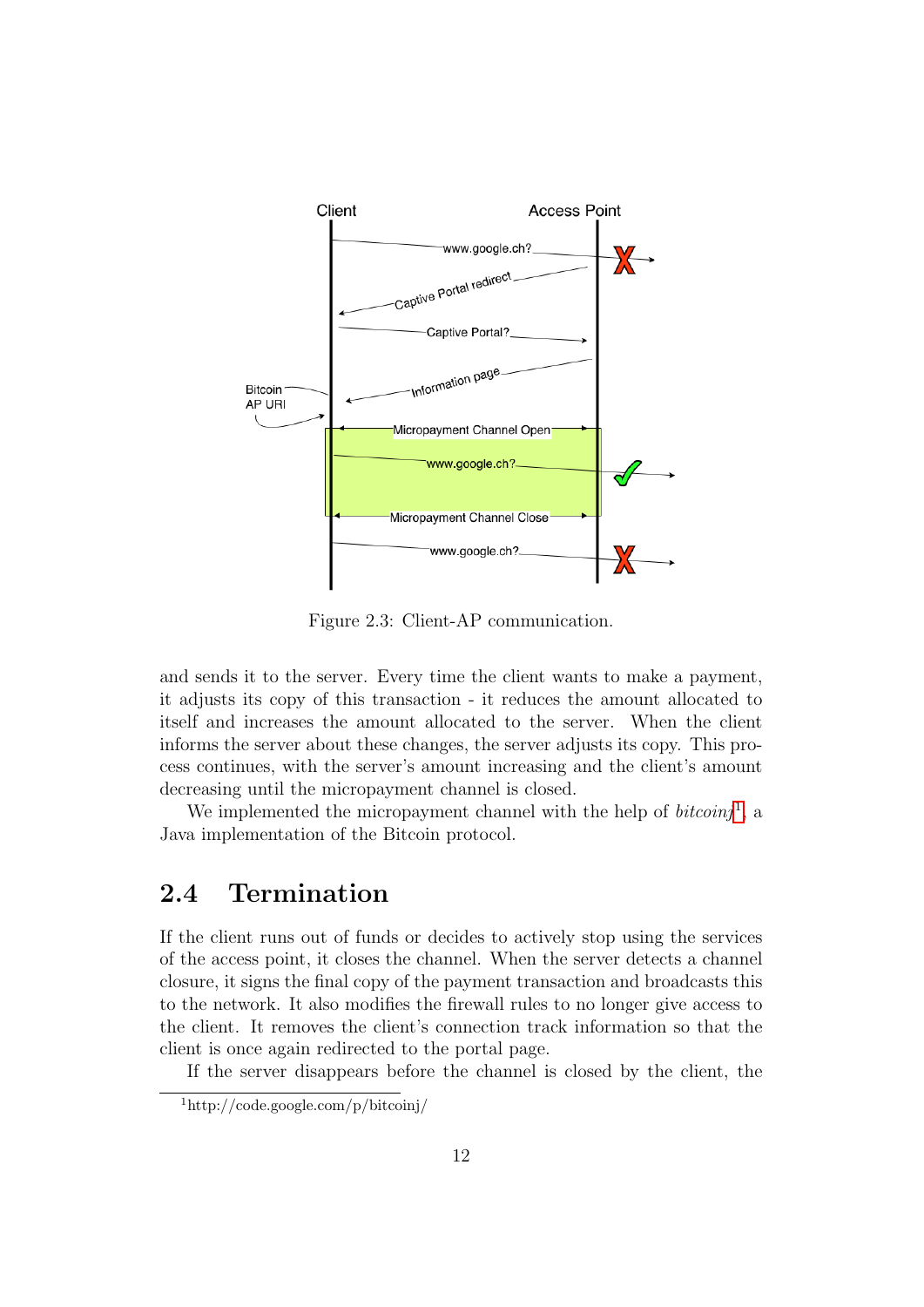Figure 2.3: Client-AP communication.

and sends it to the server. Every time the client wants to make a payment, it adjusts its copy of this transaction - it reduces the amount allocated to itself and increases the amount allocated to the server. When the client informs the server about these changes, the server adjusts its copy. This process continues, with the server's amount increasing and the client's amount decreasing until the micropayment channel is closed.

We implemented the micropayment channel with the help of *bitcoinj*[1], a Java implementation of the Bitcoin protocol.

## 2.4 Termination

If the client runs out of funds or decides to actively stop using the services of the access point, it closes the channel. When the server detects a channel closure, it signs the final copy of the payment transaction and broadcasts this to the network. It also modifies the firewall rules to no longer give access to the client. It removes the client's connection track information so that the client is once again redirected to the portal page.

If the server disappears before the channel is closed by the client, the

[1] http://code.google.com/p/bitcoinj/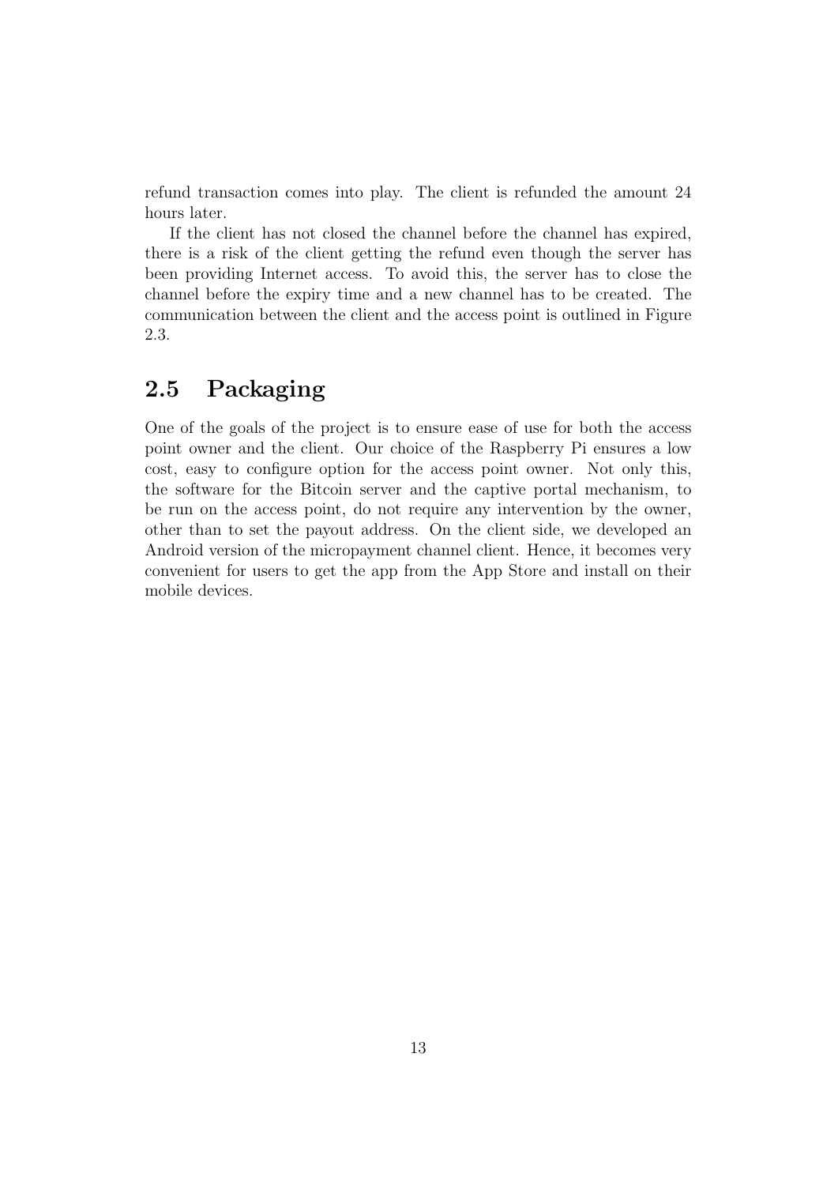refund transaction comes into play. The client is refunded the amount 24 hours later.

If the client has not closed the channel before the channel has expired, there is a risk of the client getting the refund even though the server has been providing Internet access. To avoid this, the server has to close the channel before the expiry time and a new channel has to be created. The communication between the client and the access point is outlined in Figure 2.3.

## 2.5 Packaging

One of the goals of the project is to ensure ease of use for both the access point owner and the client. Our choice of the Raspberry Pi ensures a low cost, easy to configure option for the access point owner. Not only this, the software for the Bitcoin server and the captive portal mechanism, to be run on the access point, do not require any intervention by the owner, other than to set the payout address. On the client side, we developed an Android version of the micropayment channel client. Hence, it becomes very convenient for users to get the app from the App Store and install on their mobile devices.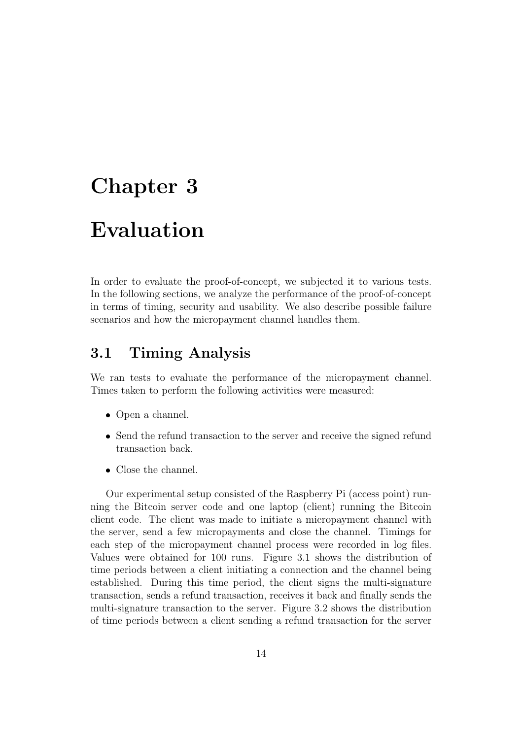# Chapter 3

# Evaluation

In order to evaluate the proof-of-concept, we subjected it to various tests. In the following sections, we analyze the performance of the proof-of-concept in terms of timing, security and usability. We also describe possible failure scenarios and how the micropayment channel handles them.

## 3.1 Timing Analysis

We ran tests to evaluate the performance of the micropayment channel. Times taken to perform the following activities were measured:

- Open a channel.
- Send the refund transaction to the server and receive the signed refund transaction back.
- Close the channel.

Our experimental setup consisted of the Raspberry Pi (access point) running the Bitcoin server code and one laptop (client) running the Bitcoin client code. The client was made to initiate a micropayment channel with the server, send a few micropayments and close the channel. Timings for each step of the micropayment channel process were recorded in log files. Values were obtained for 100 runs. Figure 3.1 shows the distribution of time periods between a client initiating a connection and the channel being established. During this time period, the client signs the multi-signature transaction, sends a refund transaction, receives it back and finally sends the multi-signature transaction to the server. Figure 3.2 shows the distribution of time periods between a client sending a refund transaction for the server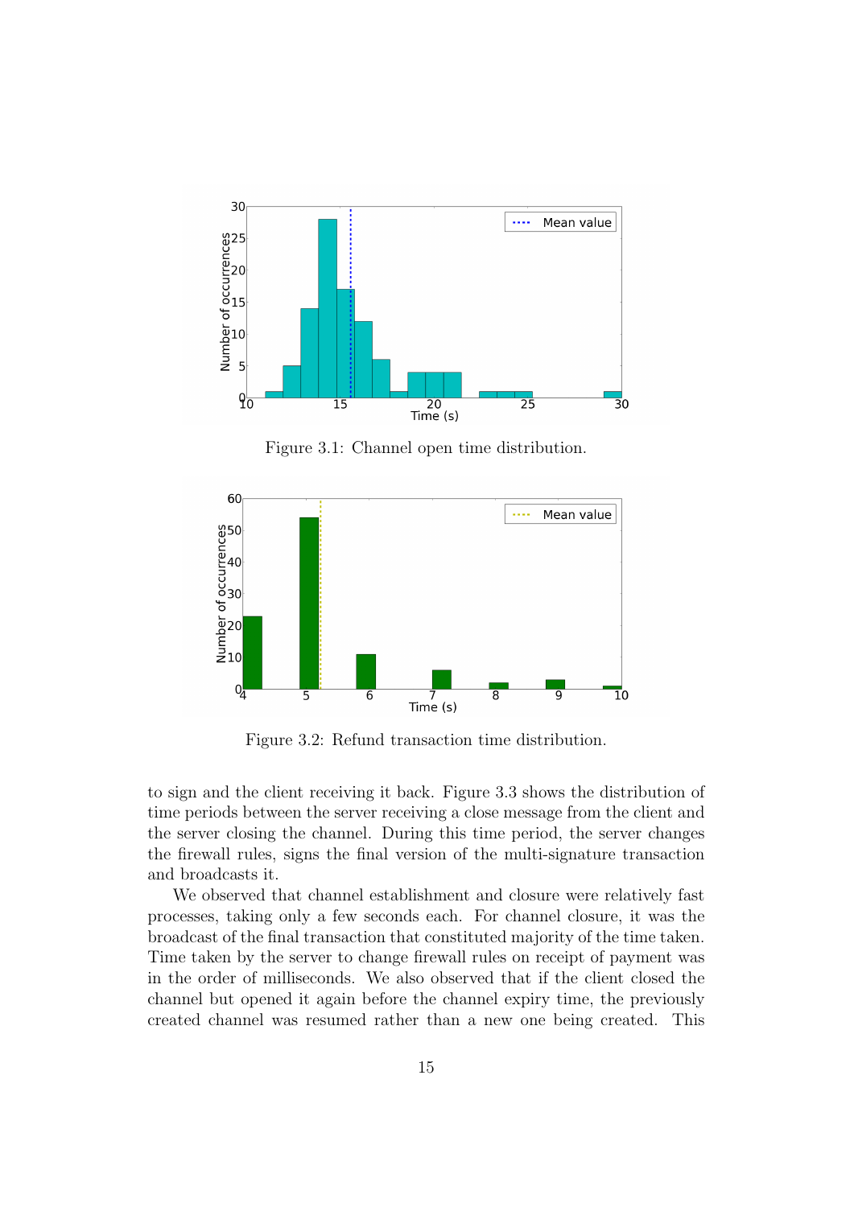Figure 3.1: Channel open time distribution.

Figure 3.2: Refund transaction time distribution.

to sign and the client receiving it back. Figure 3.3 shows the distribution of time periods between the server receiving a close message from the client and the server closing the channel. During this time period, the server changes the firewall rules, signs the final version of the multi-signature transaction and broadcasts it.

We observed that channel establishment and closure were relatively fast processes, taking only a few seconds each. For channel closure, it was the broadcast of the final transaction that constituted majority of the time taken. Time taken by the server to change firewall rules on receipt of payment was in the order of milliseconds. We also observed that if the client closed the channel but opened it again before the channel expiry time, the previously created channel was resumed rather than a new one being created. This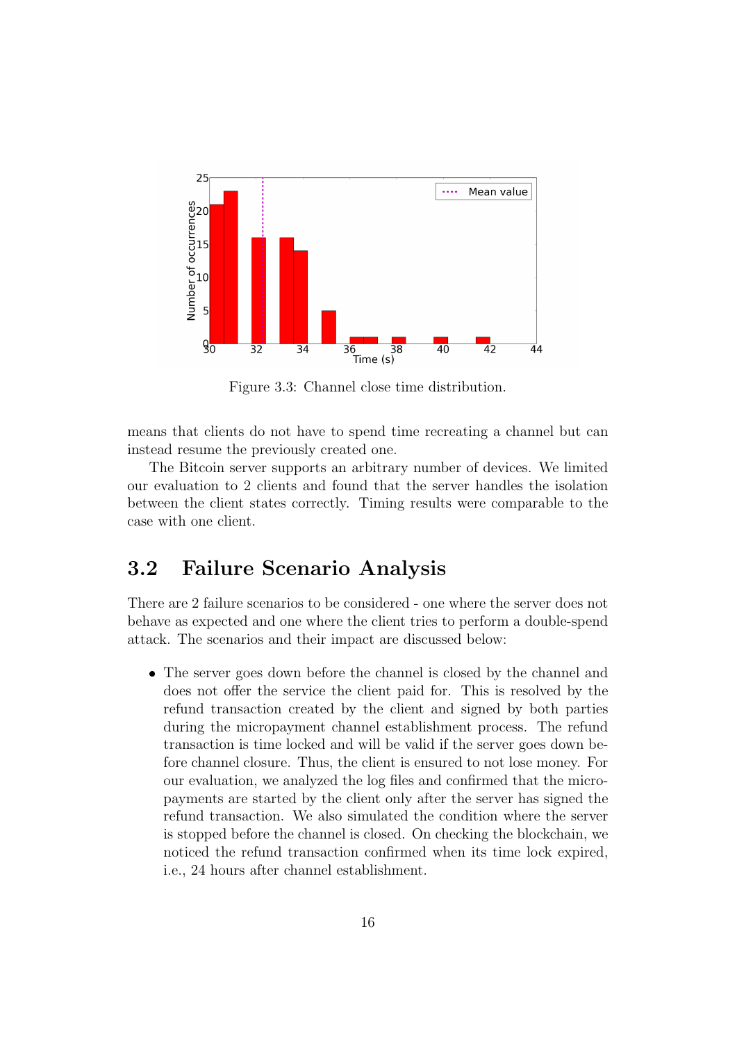Figure 3.3: Channel close time distribution.

means that clients do not have to spend time recreating a channel but can instead resume the previously created one.

The Bitcoin server supports an arbitrary number of devices. We limited our evaluation to 2 clients and found that the server handles the isolation between the client states correctly. Timing results were comparable to the case with one client.

## 3.2 Failure Scenario Analysis

There are 2 failure scenarios to be considered - one where the server does not behave as expected and one where the client tries to perform a double-spend attack. The scenarios and their impact are discussed below:

- The server goes down before the channel is closed by the channel and does not offer the service the client paid for. This is resolved by the refund transaction created by the client and signed by both parties during the micropayment channel establishment process. The refund transaction is time locked and will be valid if the server goes down before channel closure. Thus, the client is ensured to not lose money. For our evaluation, we analyzed the log files and confirmed that the micropayments are started by the client only after the server has signed the refund transaction. We also simulated the condition where the server is stopped before the channel is closed. On checking the blockchain, we noticed the refund transaction confirmed when its time lock expired, i.e., 24 hours after channel establishment.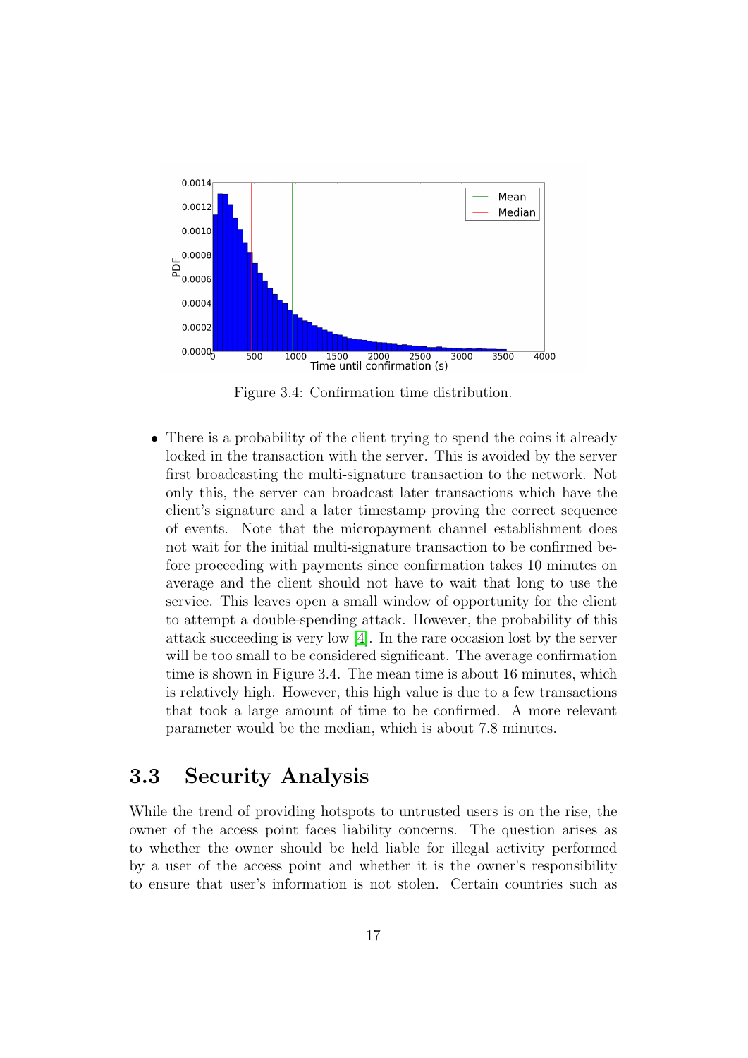Figure 3.4: Confirmation time distribution.

- There is a probability of the client trying to spend the coins it already locked in the transaction with the server. This is avoided by the server first broadcasting the multi-signature transaction to the network. Not only this, the server can broadcast later transactions which have the client's signature and a later timestamp proving the correct sequence of events. Note that the micropayment channel establishment does not wait for the initial multi-signature transaction to be confirmed before proceeding with payments since confirmation takes 10 minutes on average and the client should not have to wait that long to use the service. This leaves open a small window of opportunity for the client to attempt a double-spending attack. However, the probability of this attack succeeding is very low [4]. In the rare occasion lost by the server will be too small to be considered significant. The average confirmation time is shown in Figure 3.4. The mean time is about 16 minutes, which is relatively high. However, this high value is due to a few transactions that took a large amount of time to be confirmed. A more relevant parameter would be the median, which is about 7.8 minutes.

## 3.3 Security Analysis

While the trend of providing hotspots to untrusted users is on the rise, the owner of the access point faces liability concerns. The question arises as to whether the owner should be held liable for illegal activity performed by a user of the access point and whether it is the owner's responsibility to ensure that user's information is not stolen. Certain countries such as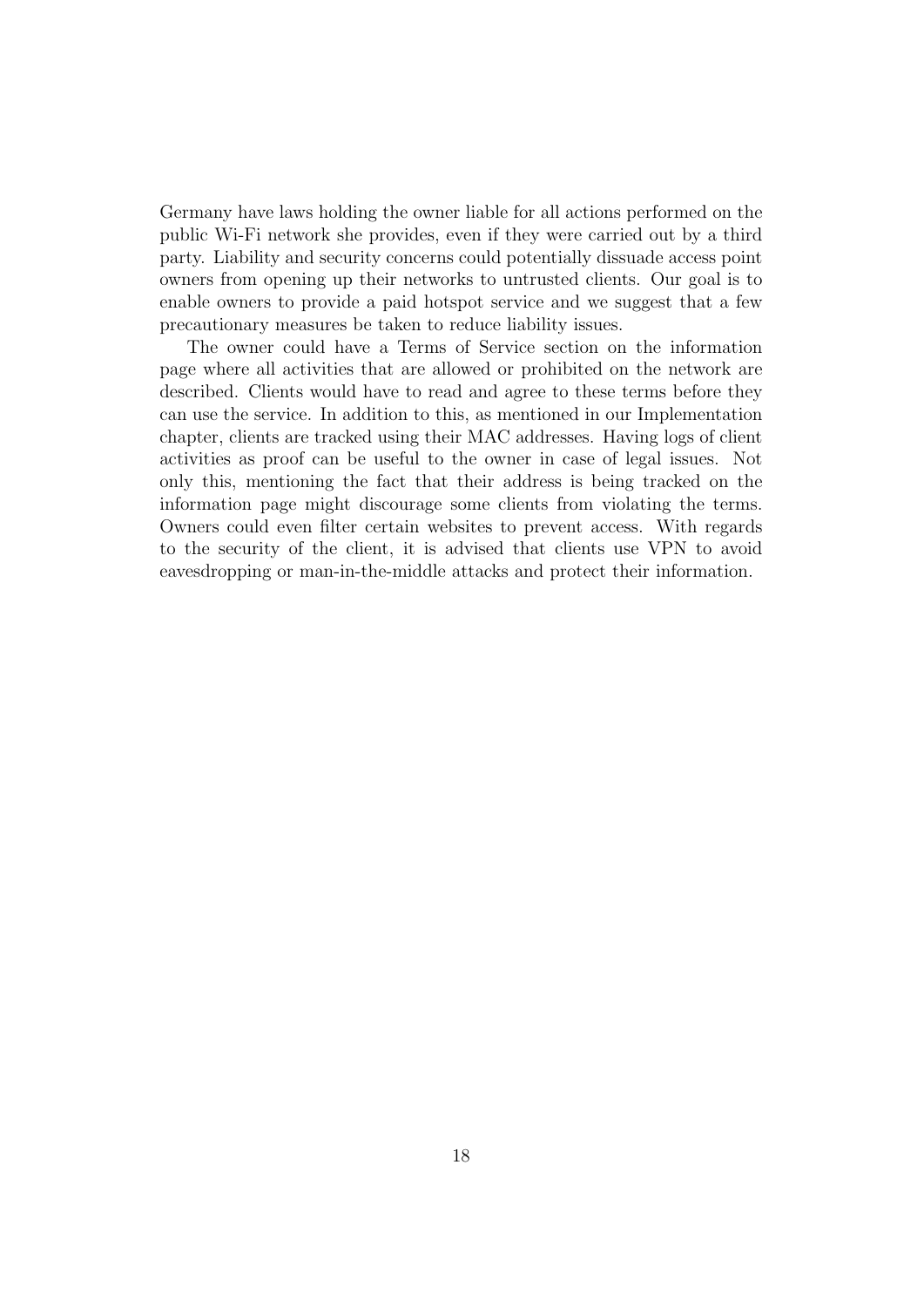Germany have laws holding the owner liable for all actions performed on the public Wi-Fi network she provides, even if they were carried out by a third party. Liability and security concerns could potentially dissuade access point owners from opening up their networks to untrusted clients. Our goal is to enable owners to provide a paid hotspot service and we suggest that a few precautionary measures be taken to reduce liability issues.

The owner could have a Terms of Service section on the information page where all activities that are allowed or prohibited on the network are described. Clients would have to read and agree to these terms before they can use the service. In addition to this, as mentioned in our Implementation chapter, clients are tracked using their MAC addresses. Having logs of client activities as proof can be useful to the owner in case of legal issues. Not only this, mentioning the fact that their address is being tracked on the information page might discourage some clients from violating the terms. Owners could even filter certain websites to prevent access. With regards to the security of the client, it is advised that clients use VPN to avoid eavesdropping or man-in-the-middle attacks and protect their information.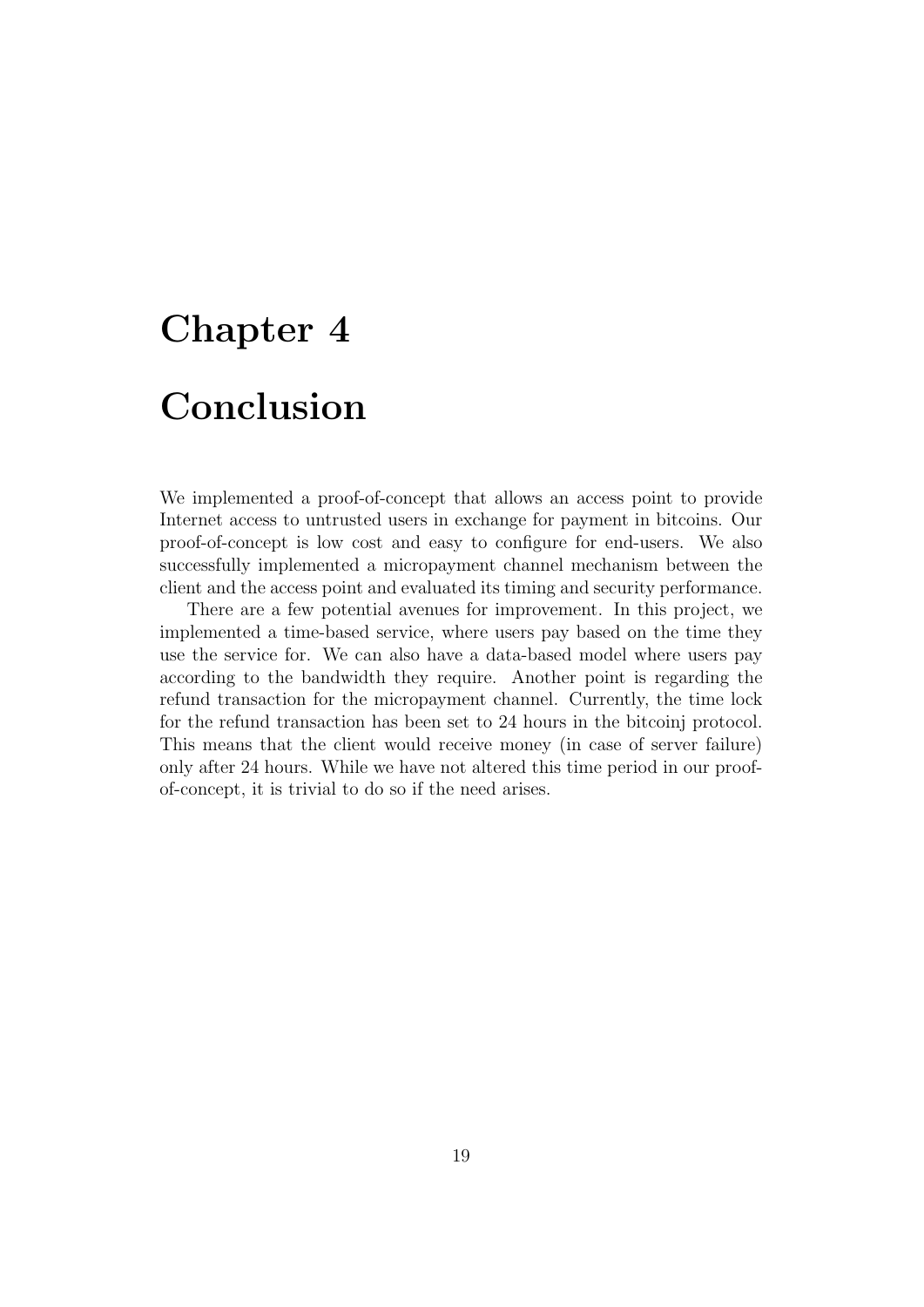# Chapter 4

# Conclusion

We implemented a proof-of-concept that allows an access point to provide Internet access to untrusted users in exchange for payment in bitcoins. Our proof-of-concept is low cost and easy to configure for end-users. We also successfully implemented a micropayment channel mechanism between the client and the access point and evaluated its timing and security performance.

There are a few potential avenues for improvement. In this project, we implemented a time-based service, where users pay based on the time they use the service for. We can also have a data-based model where users pay according to the bandwidth they require. Another point is regarding the refund transaction for the micropayment channel. Currently, the time lock for the refund transaction has been set to 24 hours in the bitcoinj protocol. This means that the client would receive money (in case of server failure) only after 24 hours. While we have not altered this time period in our proof-of-concept, it is trivial to do so if the need arises.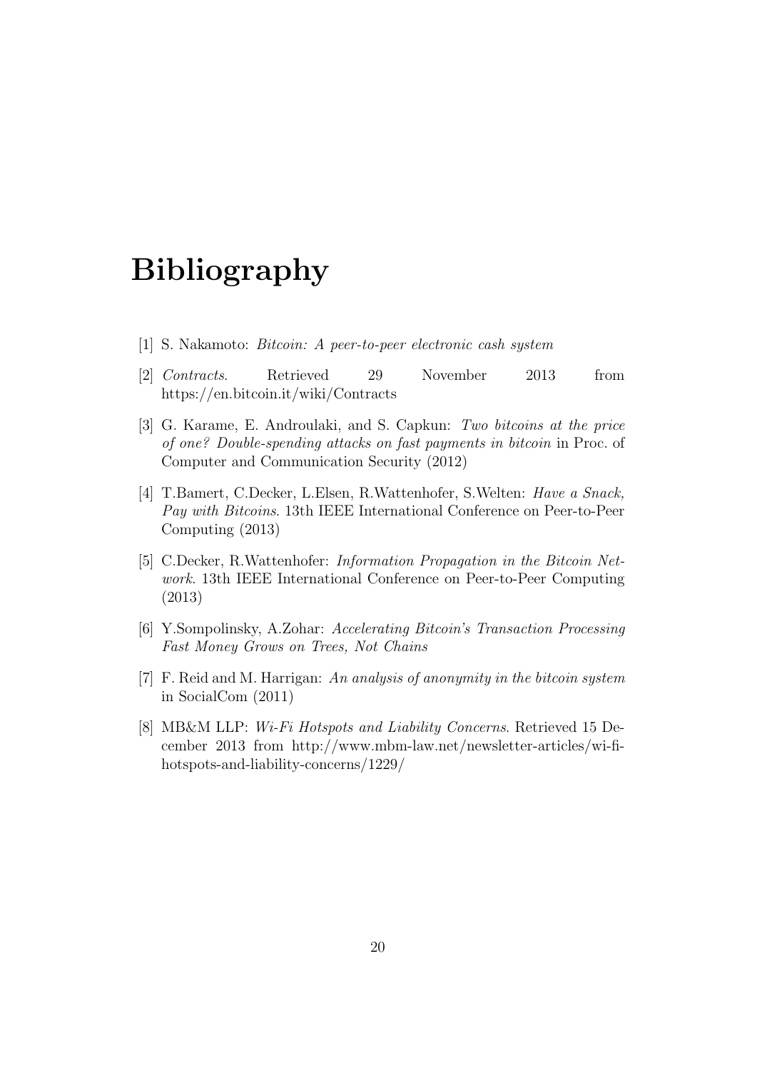# Bibliography

[1] S. Nakamoto: *Bitcoin: A peer-to-peer electronic cash system*

[2] *Contracts*. Retrieved 29 November 2013 from https://en.bitcoin.it/wiki/Contracts

[3] G. Karame, E. Androulaki, and S. Capkun: *Two bitcoins at the price of one? Double-spending attacks on fast payments in bitcoin* in Proc. of Computer and Communication Security (2012)

[4] T.Bamert, C.Decker, L.Elsen, R.Wattenhofer, S.Welten: *Have a Snack, Pay with Bitcoins*. 13th IEEE International Conference on Peer-to-Peer Computing (2013)

[5] C.Decker, R.Wattenhofer: *Information Propagation in the Bitcoin Network*. 13th IEEE International Conference on Peer-to-Peer Computing (2013)

[6] Y.Sompolinsky, A.Zohar: *Accelerating Bitcoin's Transaction Processing Fast Money Grows on Trees, Not Chains*

[7] F. Reid and M. Harrigan: *An analysis of anonymity in the bitcoin system* in SocialCom (2011)

[8] MB&M LLP: *Wi-Fi Hotspots and Liability Concerns*. Retrieved 15 December 2013 from http://www.mbm-law.net/newsletter-articles/wi-fi-hotspots-and-liability-concerns/1229/